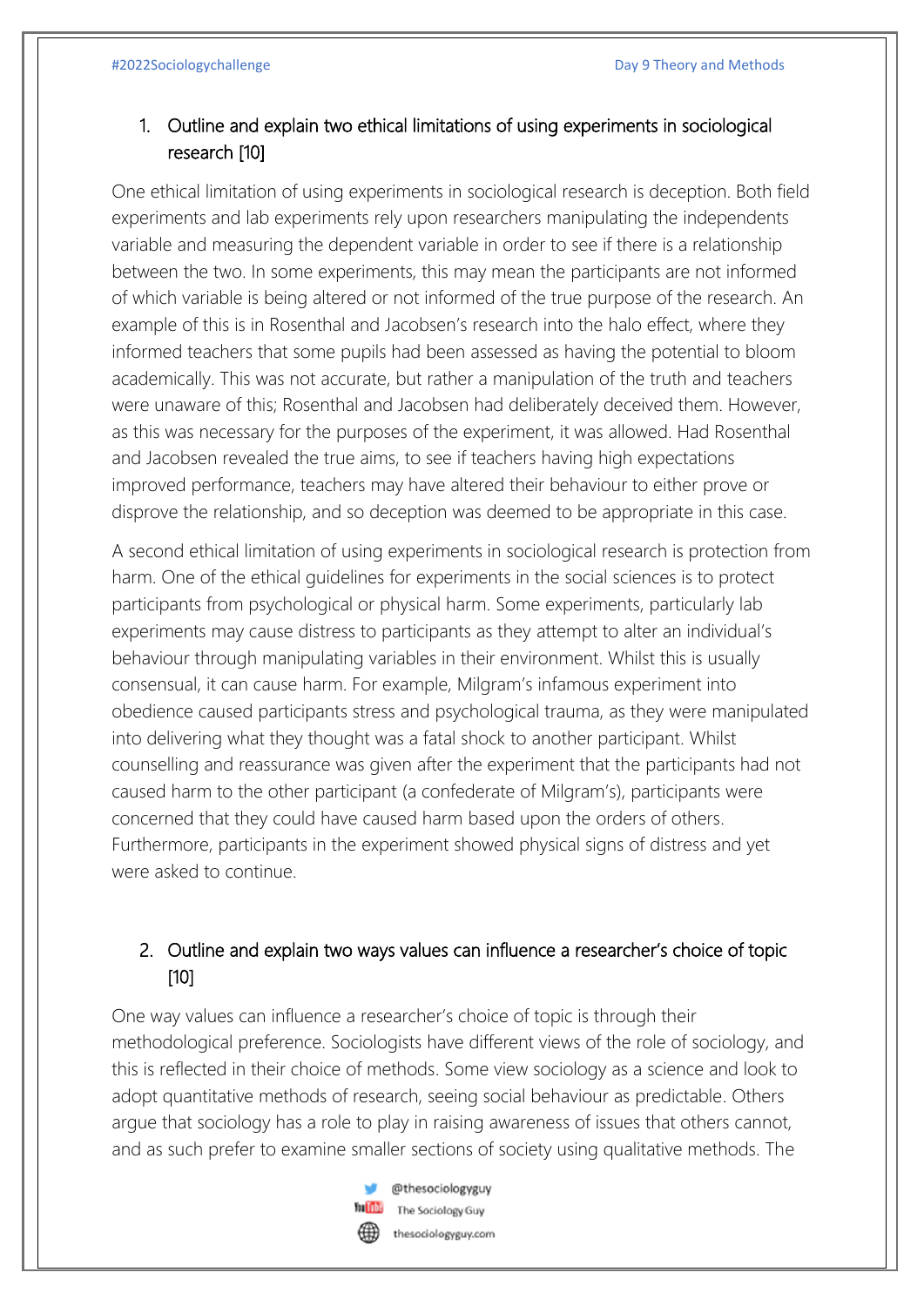1. Outline and explain two ethical limitations of using experiments in sociological research [10]

One ethical limitation of using experiments in sociological research is deception. Both field experiments and lab experiments rely upon researchers manipulating the independents variable and measuring the dependent variable in order to see if there is a relationship between the two. In some experiments, this may mean the participants are not informed of which variable is being altered or not informed of the true purpose of the research. An example of this is in Rosenthal and Jacobsen's research into the halo effect, where they informed teachers that some pupils had been assessed as having the potential to bloom academically. This was not accurate, but rather a manipulation of the truth and teachers were unaware of this; Rosenthal and Jacobsen had deliberately deceived them. However, as this was necessary for the purposes of the experiment, it was allowed. Had Rosenthal and Jacobsen revealed the true aims, to see if teachers having high expectations improved performance, teachers may have altered their behaviour to either prove or disprove the relationship, and so deception was deemed to be appropriate in this case.

A second ethical limitation of using experiments in sociological research is protection from harm. One of the ethical guidelines for experiments in the social sciences is to protect participants from psychological or physical harm. Some experiments, particularly lab experiments may cause distress to participants as they attempt to alter an individual's behaviour through manipulating variables in their environment. Whilst this is usually consensual, it can cause harm. For example, Milgram's infamous experiment into obedience caused participants stress and psychological trauma, as they were manipulated into delivering what they thought was a fatal shock to another participant. Whilst counselling and reassurance was given after the experiment that the participants had not caused harm to the other participant (a confederate of Milgram's), participants were concerned that they could have caused harm based upon the orders of others. Furthermore, participants in the experiment showed physical signs of distress and yet were asked to continue.

2. Outline and explain two ways values can influence a researcher's choice of topic [10]

One way values can influence a researcher's choice of topic is through their methodological preference. Sociologists have different views of the role of sociology, and this is reflected in their choice of methods. Some view sociology as a science and look to adopt quantitative methods of research, seeing social behaviour as predictable. Others argue that sociology has a role to play in raising awareness of issues that others cannot, and as such prefer to examine smaller sections of society using qualitative methods. The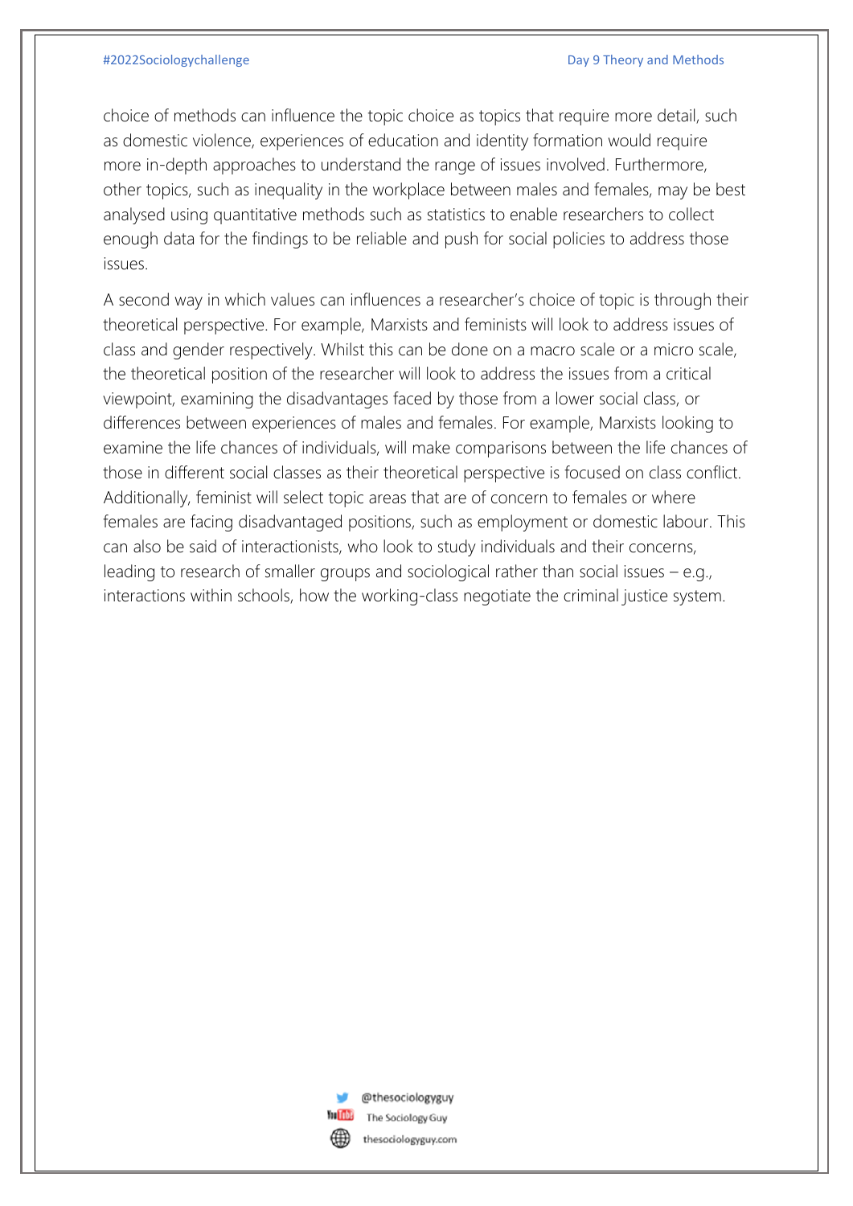choice of methods can influence the topic choice as topics that require more detail, such as domestic violence, experiences of education and identity formation would require more in-depth approaches to understand the range of issues involved. Furthermore, other topics, such as inequality in the workplace between males and females, may be best analysed using quantitative methods such as statistics to enable researchers to collect enough data for the findings to be reliable and push for social policies to address those issues.

A second way in which values can influences a researcher's choice of topic is through their theoretical perspective. For example, Marxists and feminists will look to address issues of class and gender respectively. Whilst this can be done on a macro scale or a micro scale, the theoretical position of the researcher will look to address the issues from a critical viewpoint, examining the disadvantages faced by those from a lower social class, or differences between experiences of males and females. For example, Marxists looking to examine the life chances of individuals, will make comparisons between the life chances of those in different social classes as their theoretical perspective is focused on class conflict. Additionally, feminist will select topic areas that are of concern to females or where females are facing disadvantaged positions, such as employment or domestic labour. This can also be said of interactionists, who look to study individuals and their concerns, leading to research of smaller groups and sociological rather than social issues – e.g., interactions within schools, how the working-class negotiate the criminal justice system.